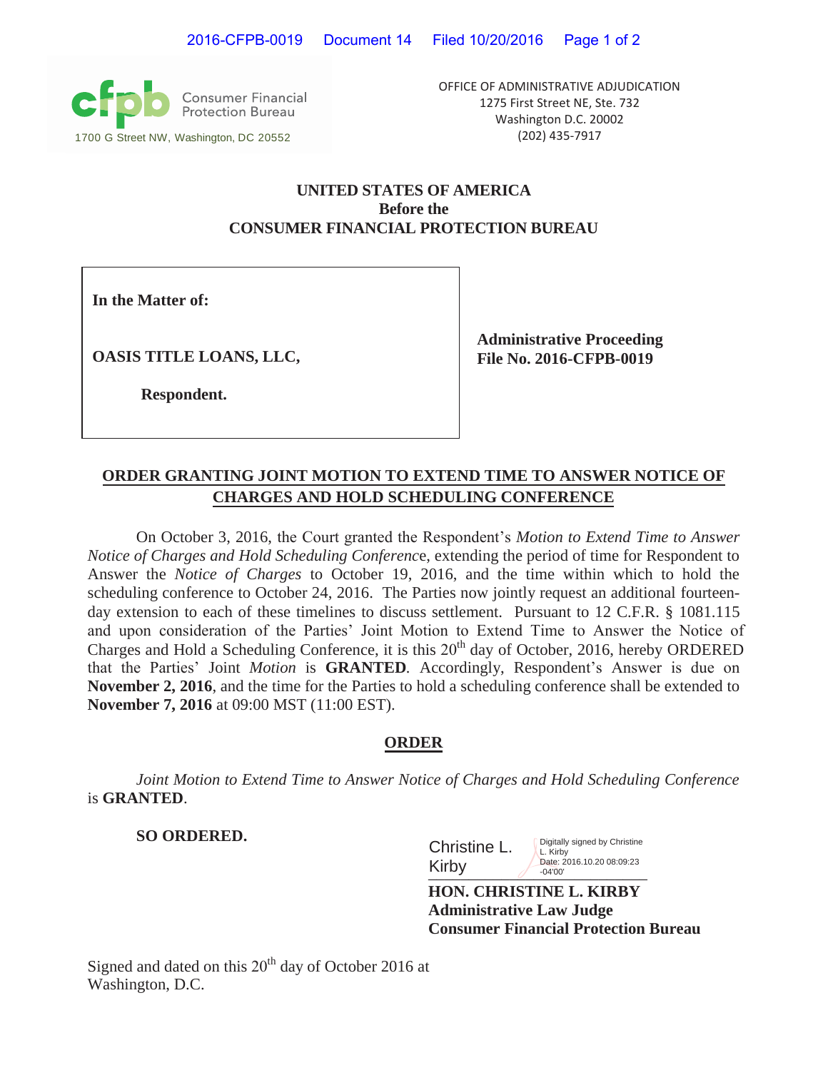Consumer Financial Protection Bureau
1700 G Street NW, Washington, DC 20552

OFFICE OF ADMINISTRATIVE ADJUDICATION
1275 First Street NE, Ste. 732
Washington D.C. 20002
(202) 435-7917

**UNITED STATES OF AMERICA**
**Before the**
**CONSUMER FINANCIAL PROTECTION BUREAU**

| | |
|---|---|
| **In the Matter of:** <br><br> **OASIS TITLE LOANS, LLC,** <br><br> **Respondent.** | **Administrative Proceeding** <br> **File No. 2016-CFPB-0019** |

## ORDER GRANTING JOINT MOTION TO EXTEND TIME TO ANSWER NOTICE OF CHARGES AND HOLD SCHEDULING CONFERENCE

On October 3, 2016, the Court granted the Respondent's *Motion to Extend Time to Answer Notice of Charges and Hold Scheduling Conferenc*e, extending the period of time for Respondent to Answer the *Notice of Charges* to October 19, 2016, and the time within which to hold the scheduling conference to October 24, 2016. The Parties now jointly request an additional fourteen-day extension to each of these timelines to discuss settlement. Pursuant to 12 C.F.R. § 1081.115 and upon consideration of the Parties' Joint Motion to Extend Time to Answer the Notice of Charges and Hold a Scheduling Conference, it is this 20th day of October, 2016, hereby ORDERED that the Parties' Joint *Motion* is **GRANTED**. Accordingly, Respondent's Answer is due on **November 2, 2016**, and the time for the Parties to hold a scheduling conference shall be extended to **November 7, 2016** at 09:00 MST (11:00 EST).

## ORDER

*Joint Motion to Extend Time to Answer Notice of Charges and Hold Scheduling Conference* is **GRANTED**.

**SO ORDERED.**

Christine L. Kirby — Digitally signed by Christine L. Kirby Date: 2016.10.20 08:09:23 -04'00'

**HON. CHRISTINE L. KIRBY**
**Administrative Law Judge**
**Consumer Financial Protection Bureau**

Signed and dated on this 20th day of October 2016 at Washington, D.C.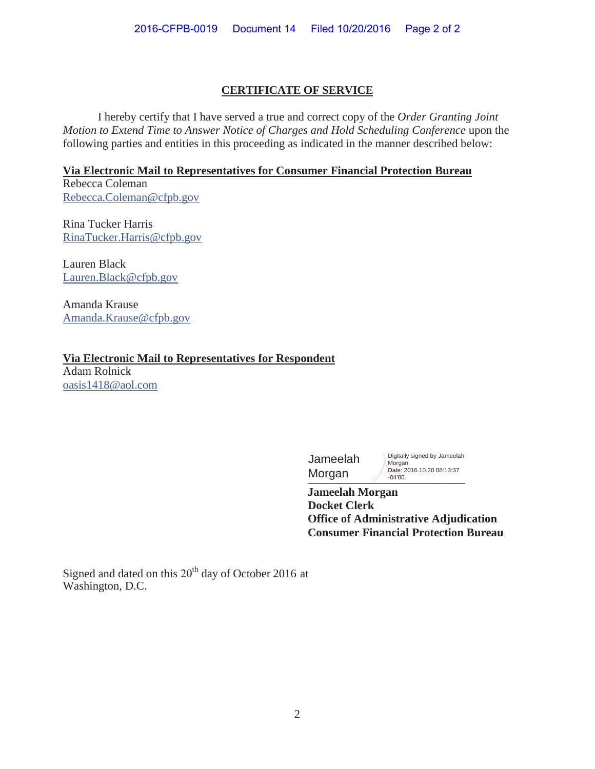## CERTIFICATE OF SERVICE

I hereby certify that I have served a true and correct copy of the *Order Granting Joint Motion to Extend Time to Answer Notice of Charges and Hold Scheduling Conference* upon the following parties and entities in this proceeding as indicated in the manner described below:

**Via Electronic Mail to Representatives for Consumer Financial Protection Bureau**

Rebecca Coleman
Rebecca.Coleman@cfpb.gov

Rina Tucker Harris
RinaTucker.Harris@cfpb.gov

Lauren Black
Lauren.Black@cfpb.gov

Amanda Krause
Amanda.Krause@cfpb.gov

**Via Electronic Mail to Representatives for Respondent**

Adam Rolnick
oasis1418@aol.com

Jameelah Morgan — Digitally signed by Jameelah Morgan Date: 2016.10.20 08:13:37 -04'00'

**Jameelah Morgan**
**Docket Clerk**
**Office of Administrative Adjudication**
**Consumer Financial Protection Bureau**

Signed and dated on this 20th day of October 2016 at Washington, D.C.